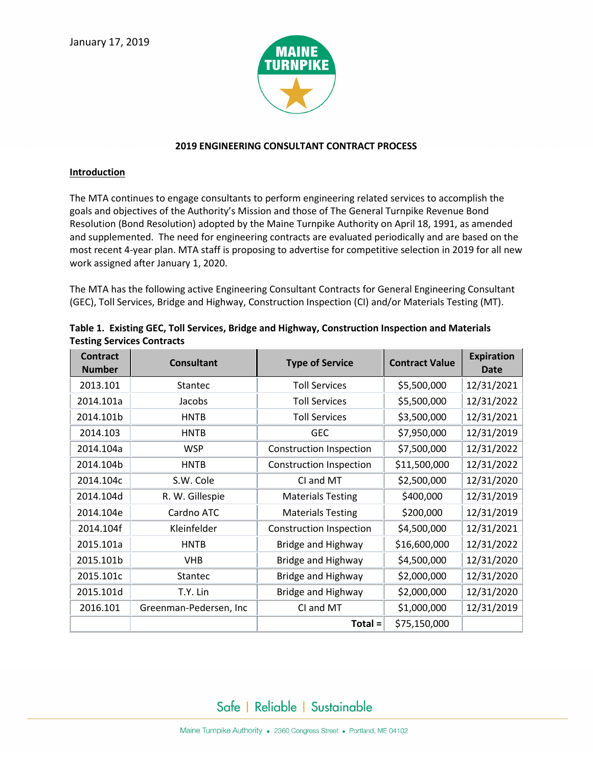January 17, 2019

MAINE TURNPIKE

**2019 ENGINEERING CONSULTANT CONTRACT PROCESS**

**Introduction**

The MTA continues to engage consultants to perform engineering related services to accomplish the goals and objectives of the Authority's Mission and those of The General Turnpike Revenue Bond Resolution (Bond Resolution) adopted by the Maine Turnpike Authority on April 18, 1991, as amended and supplemented. The need for engineering contracts are evaluated periodically and are based on the most recent 4-year plan. MTA staff is proposing to advertise for competitive selection in 2019 for all new work assigned after January 1, 2020.

The MTA has the following active Engineering Consultant Contracts for General Engineering Consultant (GEC), Toll Services, Bridge and Highway, Construction Inspection (CI) and/or Materials Testing (MT).

**Table 1. Existing GEC, Toll Services, Bridge and Highway, Construction Inspection and Materials Testing Services Contracts**

| Contract Number | Consultant | Type of Service | Contract Value | Expiration Date |
|---|---|---|---|---|
| 2013.101 | Stantec | Toll Services | $5,500,000 | 12/31/2021 |
| 2014.101a | Jacobs | Toll Services | $5,500,000 | 12/31/2022 |
| 2014.101b | HNTB | Toll Services | $3,500,000 | 12/31/2021 |
| 2014.103 | HNTB | GEC | $7,950,000 | 12/31/2019 |
| 2014.104a | WSP | Construction Inspection | $7,500,000 | 12/31/2022 |
| 2014.104b | HNTB | Construction Inspection | $11,500,000 | 12/31/2022 |
| 2014.104c | S.W. Cole | CI and MT | $2,500,000 | 12/31/2020 |
| 2014.104d | R. W. Gillespie | Materials Testing | $400,000 | 12/31/2019 |
| 2014.104e | Cardno ATC | Materials Testing | $200,000 | 12/31/2019 |
| 2014.104f | Kleinfelder | Construction Inspection | $4,500,000 | 12/31/2021 |
| 2015.101a | HNTB | Bridge and Highway | $16,600,000 | 12/31/2022 |
| 2015.101b | VHB | Bridge and Highway | $4,500,000 | 12/31/2020 |
| 2015.101c | Stantec | Bridge and Highway | $2,000,000 | 12/31/2020 |
| 2015.101d | T.Y. Lin | Bridge and Highway | $2,000,000 | 12/31/2020 |
| 2016.101 | Greenman-Pedersen, Inc | CI and MT | $1,000,000 | 12/31/2019 |
| | | **Total =** | $75,150,000 | |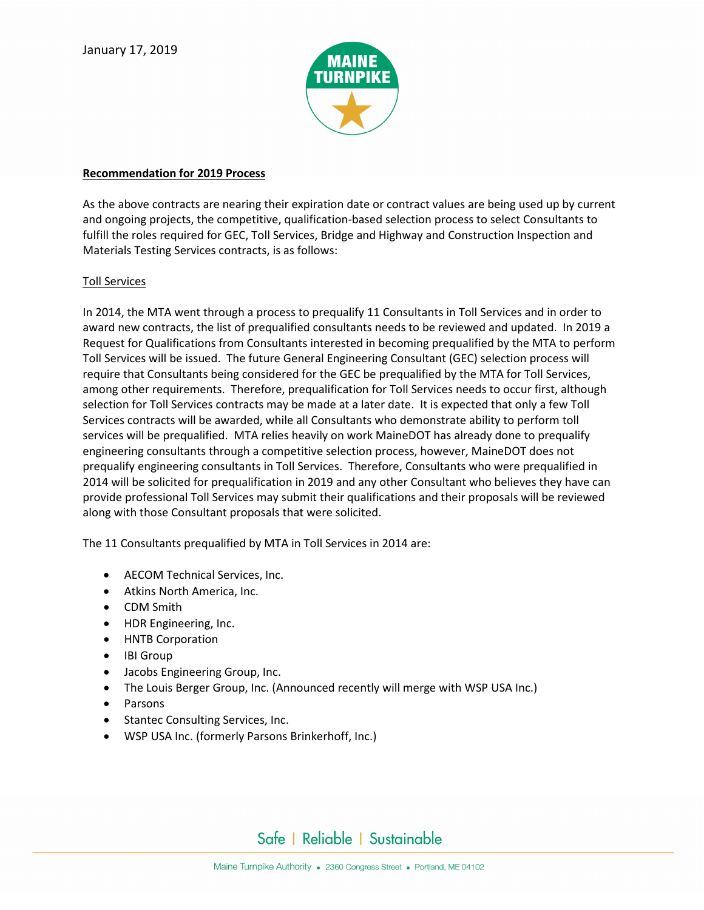January 17, 2019

**Recommendation for 2019 Process**

As the above contracts are nearing their expiration date or contract values are being used up by current and ongoing projects, the competitive, qualification-based selection process to select Consultants to fulfill the roles required for GEC, Toll Services, Bridge and Highway and Construction Inspection and Materials Testing Services contracts, is as follows:

Toll Services

In 2014, the MTA went through a process to prequalify 11 Consultants in Toll Services and in order to award new contracts, the list of prequalified consultants needs to be reviewed and updated. In 2019 a Request for Qualifications from Consultants interested in becoming prequalified by the MTA to perform Toll Services will be issued. The future General Engineering Consultant (GEC) selection process will require that Consultants being considered for the GEC be prequalified by the MTA for Toll Services, among other requirements. Therefore, prequalification for Toll Services needs to occur first, although selection for Toll Services contracts may be made at a later date. It is expected that only a few Toll Services contracts will be awarded, while all Consultants who demonstrate ability to perform toll services will be prequalified. MTA relies heavily on work MaineDOT has already done to prequalify engineering consultants through a competitive selection process, however, MaineDOT does not prequalify engineering consultants in Toll Services. Therefore, Consultants who were prequalified in 2014 will be solicited for prequalification in 2019 and any other Consultant who believes they have can provide professional Toll Services may submit their qualifications and their proposals will be reviewed along with those Consultant proposals that were solicited.

The 11 Consultants prequalified by MTA in Toll Services in 2014 are:

- AECOM Technical Services, Inc.
- Atkins North America, Inc.
- CDM Smith
- HDR Engineering, Inc.
- HNTB Corporation
- IBI Group
- Jacobs Engineering Group, Inc.
- The Louis Berger Group, Inc. (Announced recently will merge with WSP USA Inc.)
- Parsons
- Stantec Consulting Services, Inc.
- WSP USA Inc. (formerly Parsons Brinkerhoff, Inc.)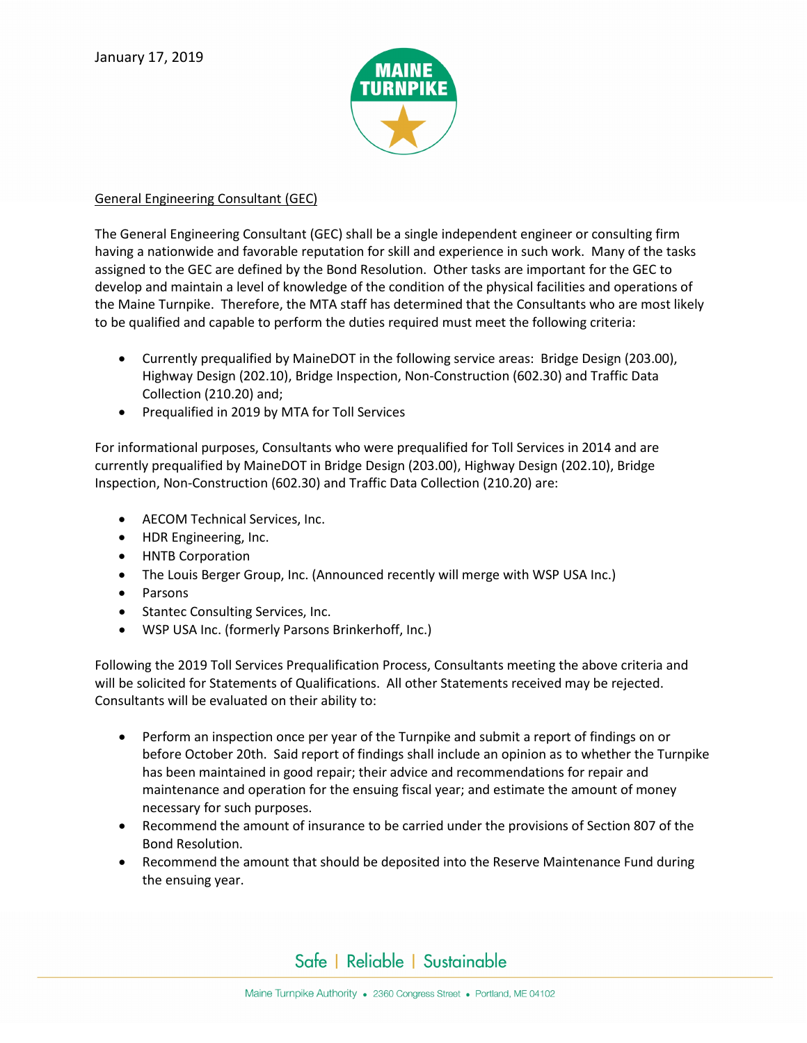January 17, 2019

<u>General Engineering Consultant (GEC)</u>

The General Engineering Consultant (GEC) shall be a single independent engineer or consulting firm having a nationwide and favorable reputation for skill and experience in such work. Many of the tasks assigned to the GEC are defined by the Bond Resolution. Other tasks are important for the GEC to develop and maintain a level of knowledge of the condition of the physical facilities and operations of the Maine Turnpike. Therefore, the MTA staff has determined that the Consultants who are most likely to be qualified and capable to perform the duties required must meet the following criteria:

- Currently prequalified by MaineDOT in the following service areas: Bridge Design (203.00), Highway Design (202.10), Bridge Inspection, Non-Construction (602.30) and Traffic Data Collection (210.20) and;
- Prequalified in 2019 by MTA for Toll Services

For informational purposes, Consultants who were prequalified for Toll Services in 2014 and are currently prequalified by MaineDOT in Bridge Design (203.00), Highway Design (202.10), Bridge Inspection, Non-Construction (602.30) and Traffic Data Collection (210.20) are:

- AECOM Technical Services, Inc.
- HDR Engineering, Inc.
- HNTB Corporation
- The Louis Berger Group, Inc. (Announced recently will merge with WSP USA Inc.)
- Parsons
- Stantec Consulting Services, Inc.
- WSP USA Inc. (formerly Parsons Brinkerhoff, Inc.)

Following the 2019 Toll Services Prequalification Process, Consultants meeting the above criteria and will be solicited for Statements of Qualifications. All other Statements received may be rejected. Consultants will be evaluated on their ability to:

- Perform an inspection once per year of the Turnpike and submit a report of findings on or before October 20th. Said report of findings shall include an opinion as to whether the Turnpike has been maintained in good repair; their advice and recommendations for repair and maintenance and operation for the ensuing fiscal year; and estimate the amount of money necessary for such purposes.
- Recommend the amount of insurance to be carried under the provisions of Section 807 of the Bond Resolution.
- Recommend the amount that should be deposited into the Reserve Maintenance Fund during the ensuing year.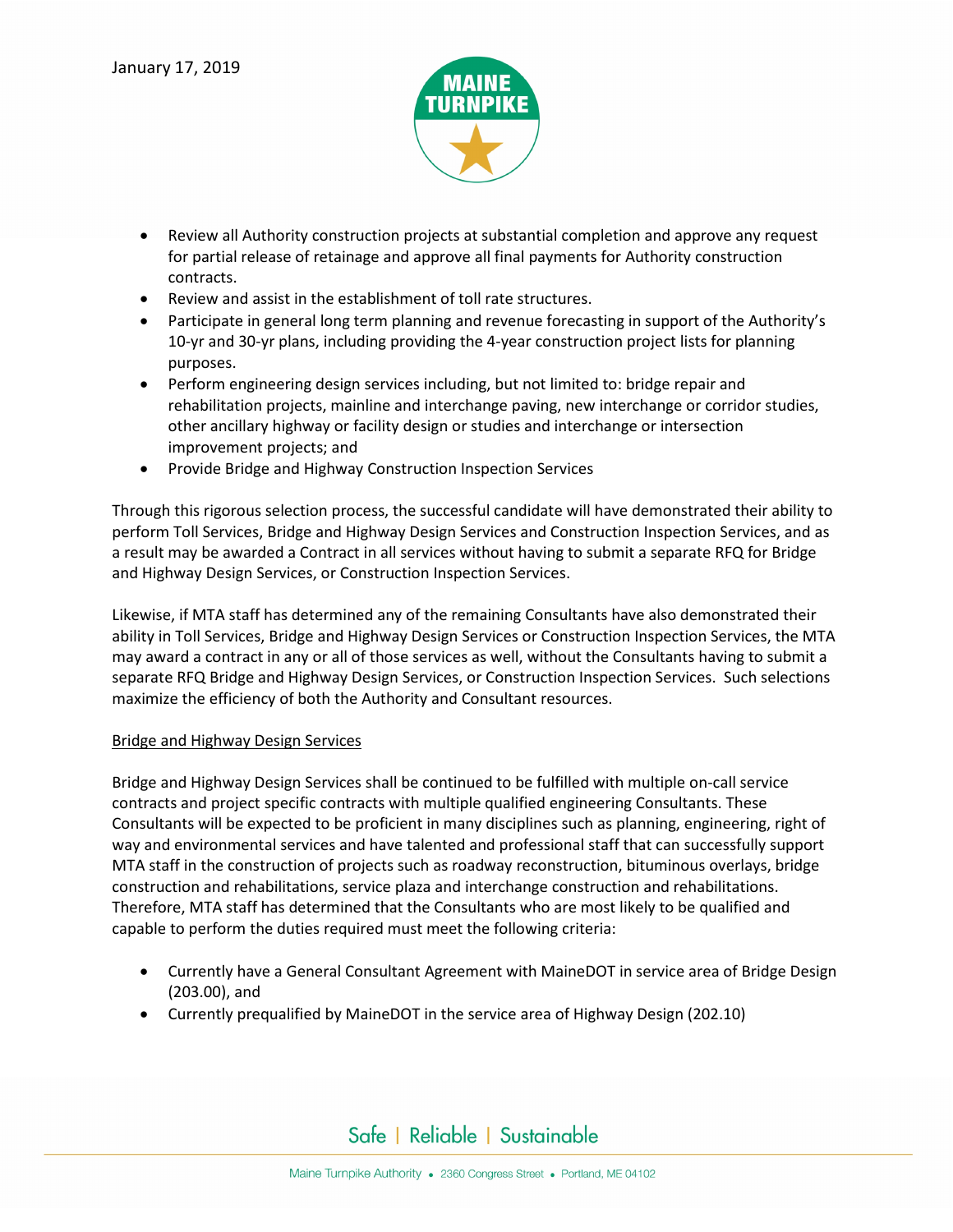January 17, 2019

- Review all Authority construction projects at substantial completion and approve any request for partial release of retainage and approve all final payments for Authority construction contracts.
- Review and assist in the establishment of toll rate structures.
- Participate in general long term planning and revenue forecasting in support of the Authority's 10-yr and 30-yr plans, including providing the 4-year construction project lists for planning purposes.
- Perform engineering design services including, but not limited to: bridge repair and rehabilitation projects, mainline and interchange paving, new interchange or corridor studies, other ancillary highway or facility design or studies and interchange or intersection improvement projects; and
- Provide Bridge and Highway Construction Inspection Services

Through this rigorous selection process, the successful candidate will have demonstrated their ability to perform Toll Services, Bridge and Highway Design Services and Construction Inspection Services, and as a result may be awarded a Contract in all services without having to submit a separate RFQ for Bridge and Highway Design Services, or Construction Inspection Services.

Likewise, if MTA staff has determined any of the remaining Consultants have also demonstrated their ability in Toll Services, Bridge and Highway Design Services or Construction Inspection Services, the MTA may award a contract in any or all of those services as well, without the Consultants having to submit a separate RFQ Bridge and Highway Design Services, or Construction Inspection Services. Such selections maximize the efficiency of both the Authority and Consultant resources.

Bridge and Highway Design Services

Bridge and Highway Design Services shall be continued to be fulfilled with multiple on-call service contracts and project specific contracts with multiple qualified engineering Consultants. These Consultants will be expected to be proficient in many disciplines such as planning, engineering, right of way and environmental services and have talented and professional staff that can successfully support MTA staff in the construction of projects such as roadway reconstruction, bituminous overlays, bridge construction and rehabilitations, service plaza and interchange construction and rehabilitations. Therefore, MTA staff has determined that the Consultants who are most likely to be qualified and capable to perform the duties required must meet the following criteria:

- Currently have a General Consultant Agreement with MaineDOT in service area of Bridge Design (203.00), and
- Currently prequalified by MaineDOT in the service area of Highway Design (202.10)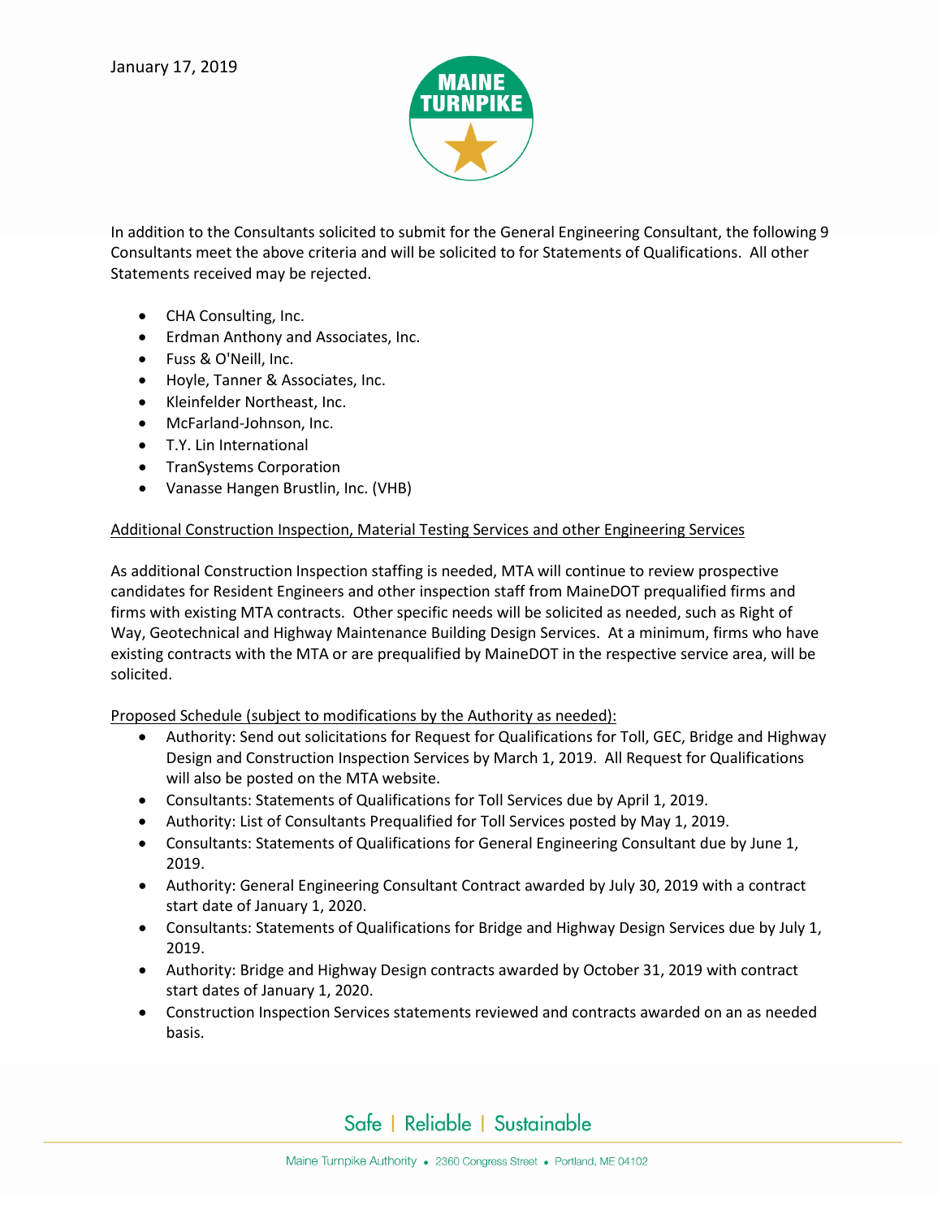January 17, 2019

In addition to the Consultants solicited to submit for the General Engineering Consultant, the following 9 Consultants meet the above criteria and will be solicited to for Statements of Qualifications. All other Statements received may be rejected.

- CHA Consulting, Inc.
- Erdman Anthony and Associates, Inc.
- Fuss & O'Neill, Inc.
- Hoyle, Tanner & Associates, Inc.
- Kleinfelder Northeast, Inc.
- McFarland-Johnson, Inc.
- T.Y. Lin International
- TranSystems Corporation
- Vanasse Hangen Brustlin, Inc. (VHB)

Additional Construction Inspection, Material Testing Services and other Engineering Services

As additional Construction Inspection staffing is needed, MTA will continue to review prospective candidates for Resident Engineers and other inspection staff from MaineDOT prequalified firms and firms with existing MTA contracts. Other specific needs will be solicited as needed, such as Right of Way, Geotechnical and Highway Maintenance Building Design Services. At a minimum, firms who have existing contracts with the MTA or are prequalified by MaineDOT in the respective service area, will be solicited.

Proposed Schedule (subject to modifications by the Authority as needed):

- Authority: Send out solicitations for Request for Qualifications for Toll, GEC, Bridge and Highway Design and Construction Inspection Services by March 1, 2019. All Request for Qualifications will also be posted on the MTA website.
- Consultants: Statements of Qualifications for Toll Services due by April 1, 2019.
- Authority: List of Consultants Prequalified for Toll Services posted by May 1, 2019.
- Consultants: Statements of Qualifications for General Engineering Consultant due by June 1, 2019.
- Authority: General Engineering Consultant Contract awarded by July 30, 2019 with a contract start date of January 1, 2020.
- Consultants: Statements of Qualifications for Bridge and Highway Design Services due by July 1, 2019.
- Authority: Bridge and Highway Design contracts awarded by October 31, 2019 with contract start dates of January 1, 2020.
- Construction Inspection Services statements reviewed and contracts awarded on an as needed basis.